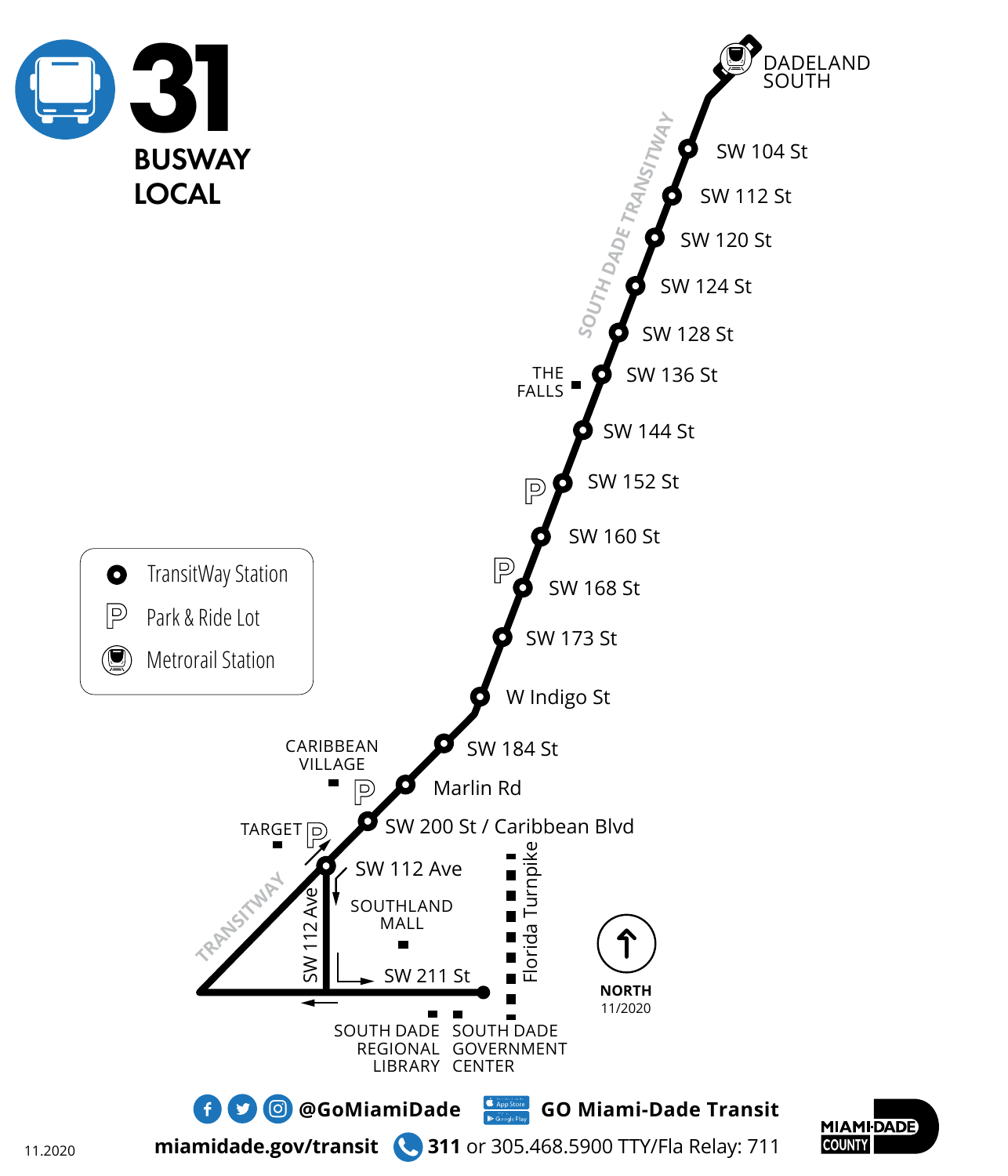# 31

## BUSWAY LOCAL

DADELAND SOUTH

SOUTH DADE TRANSITWAY

- SW 104 St
- SW 112 St
- SW 120 St
- SW 124 St
- SW 128 St
- SW 136 St
- SW 144 St
- SW 152 St
- SW 160 St
- SW 168 St
- SW 173 St
- W Indigo St
- SW 184 St
- Marlin Rd
- SW 200 St / Caribbean Blvd
- SW 112 Ave
- SW 211 St

THE FALLS

CARIBBEAN VILLAGE

TARGET

SOUTHLAND MALL

TRANSITWAY

SW 112 Ave

Florida Turnpike

SOUTH DADE REGIONAL LIBRARY

SOUTH DADE GOVERNMENT CENTER

NORTH

11/2020

**Legend:**

- TransitWay Station
- Park & Ride Lot
- Metrorail Station

@GoMiamiDade

GO Miami-Dade Transit

miamidade.gov/transit

311 or 305.468.5900 TTY/Fla Relay: 711

MIAMI-DADE COUNTY

11.2020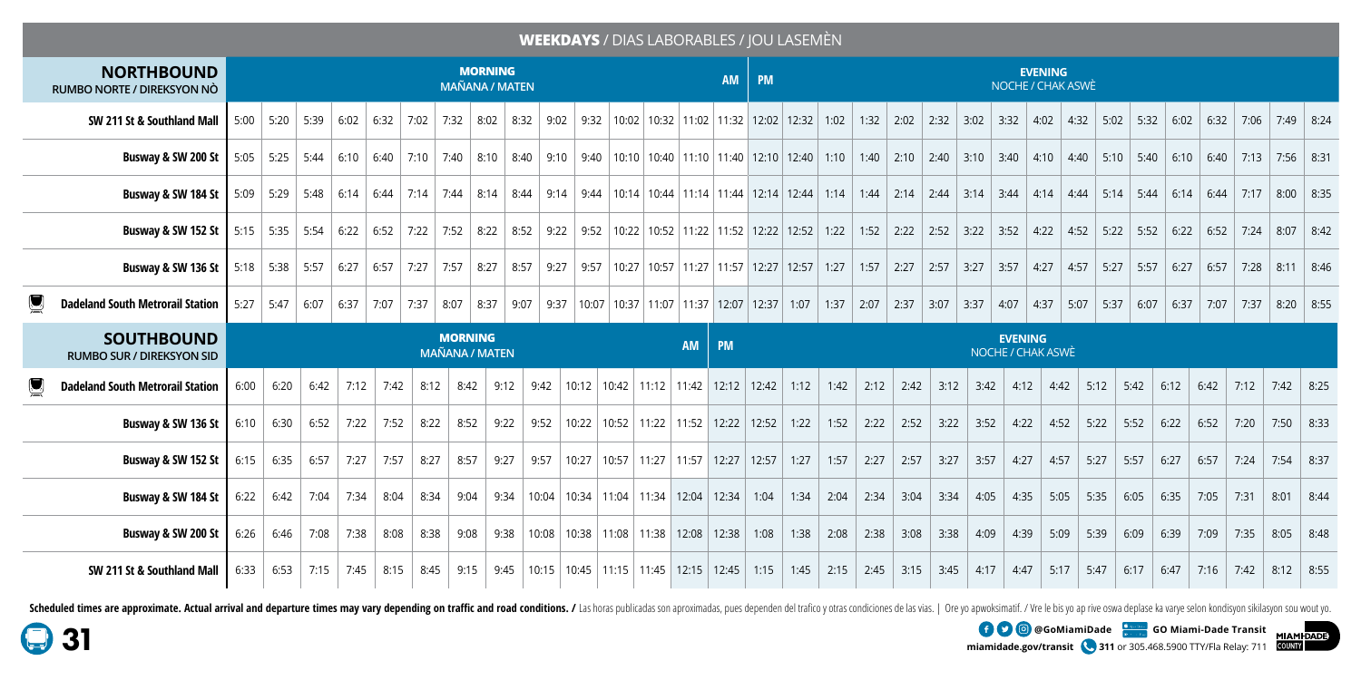## WEEKDAYS / DIAS LABORABLES / JOU LASEMÈN

| NORTHBOUND RUMBO NORTE / DIREKSYON NÒ | MORNING MAÑANA / MATEN | | | | | | | | | | | | | | AM | PM | | EVENING NOCHE / CHAK ASWÈ | | | | | | | | | | | | | | | | | |
|---|---|---|---|---|---|---|---|---|---|---|---|---|---|---|---|---|---|---|---|---|---|---|---|---|---|---|---|---|---|---|---|---|---|---|---|
| SW 211 St & Southland Mall | 5:00 | 5:20 | 5:39 | 6:02 | 6:32 | 7:02 | 7:32 | 8:02 | 8:32 | 9:02 | 9:32 | 10:02 | 10:32 | 11:02 | 11:32 | 12:02 | 12:32 | 1:02 | 1:32 | 2:02 | 2:32 | 3:02 | 3:32 | 4:02 | 4:32 | 5:02 | 5:32 | 6:02 | 6:32 | 7:06 | 7:49 | 8:24 |
| Busway & SW 200 St | 5:05 | 5:25 | 5:44 | 6:10 | 6:40 | 7:10 | 7:40 | 8:10 | 8:40 | 9:10 | 9:40 | 10:10 | 10:40 | 11:10 | 11:40 | 12:10 | 12:40 | 1:10 | 1:40 | 2:10 | 2:40 | 3:10 | 3:40 | 4:10 | 4:40 | 5:10 | 5:40 | 6:10 | 6:40 | 7:13 | 7:56 | 8:31 |
| Busway & SW 184 St | 5:09 | 5:29 | 5:48 | 6:14 | 6:44 | 7:14 | 7:44 | 8:14 | 8:44 | 9:14 | 9:44 | 10:14 | 10:44 | 11:14 | 11:44 | 12:14 | 12:44 | 1:14 | 1:44 | 2:14 | 2:44 | 3:14 | 3:44 | 4:14 | 4:44 | 5:14 | 5:44 | 6:14 | 6:44 | 7:17 | 8:00 | 8:35 |
| Busway & SW 152 St | 5:15 | 5:35 | 5:54 | 6:22 | 6:52 | 7:22 | 7:52 | 8:22 | 8:52 | 9:22 | 9:52 | 10:22 | 10:52 | 11:22 | 11:52 | 12:22 | 12:52 | 1:22 | 1:52 | 2:22 | 2:52 | 3:22 | 3:52 | 4:22 | 4:52 | 5:22 | 5:52 | 6:22 | 6:52 | 7:24 | 8:07 | 8:42 |
| Busway & SW 136 St | 5:18 | 5:38 | 5:57 | 6:27 | 6:57 | 7:27 | 7:57 | 8:27 | 8:57 | 9:27 | 9:57 | 10:27 | 10:57 | 11:27 | 11:57 | 12:27 | 12:57 | 1:27 | 1:57 | 2:27 | 2:57 | 3:27 | 3:57 | 4:27 | 4:57 | 5:27 | 5:57 | 6:27 | 6:57 | 7:28 | 8:11 | 8:46 |
| Dadeland South Metrorail Station | 5:27 | 5:47 | 6:07 | 6:37 | 7:07 | 7:37 | 8:07 | 8:37 | 9:07 | 9:37 | 10:07 | 10:37 | 11:07 | 11:37 | 12:07 | 12:37 | 1:07 | 1:37 | 2:07 | 2:37 | 3:07 | 3:37 | 4:07 | 4:37 | 5:07 | 5:37 | 6:07 | 6:37 | 7:07 | 7:37 | 8:20 | 8:55 |

| SOUTHBOUND RUMBO SUR / DIREKSYON SID | MORNING MAÑANA / MATEN | | | | | | | | | | | | | AM | PM | | | EVENING NOCHE / CHAK ASWÈ | | | | | | | | | | | | | | | | | |
|---|---|---|---|---|---|---|---|---|---|---|---|---|---|---|---|---|---|---|---|---|---|---|---|---|---|---|---|---|---|---|---|---|---|---|---|
| Dadeland South Metrorail Station | 6:00 | 6:20 | 6:42 | 7:12 | 7:42 | 8:12 | 8:42 | 9:12 | 9:42 | 10:12 | 10:42 | 11:12 | 11:42 | 12:12 | 12:42 | 1:12 | 1:42 | 2:12 | 2:42 | 3:12 | 3:42 | 4:12 | 4:42 | 5:12 | 5:42 | 6:12 | 6:42 | 7:12 | 7:42 | 8:25 |
| Busway & SW 136 St | 6:10 | 6:30 | 6:52 | 7:22 | 7:52 | 8:22 | 8:52 | 9:22 | 9:52 | 10:22 | 10:52 | 11:22 | 11:52 | 12:22 | 12:52 | 1:22 | 1:52 | 2:22 | 2:52 | 3:22 | 3:52 | 4:22 | 4:52 | 5:22 | 5:52 | 6:22 | 6:52 | 7:20 | 7:50 | 8:33 |
| Busway & SW 152 St | 6:15 | 6:35 | 6:57 | 7:27 | 7:57 | 8:27 | 8:57 | 9:27 | 9:57 | 10:27 | 10:57 | 11:27 | 11:57 | 12:27 | 12:57 | 1:27 | 1:57 | 2:27 | 2:57 | 3:27 | 3:57 | 4:27 | 4:57 | 5:27 | 5:57 | 6:27 | 6:57 | 7:24 | 7:54 | 8:37 |
| Busway & SW 184 St | 6:22 | 6:42 | 7:04 | 7:34 | 8:04 | 8:34 | 9:04 | 9:34 | 10:04 | 10:34 | 11:04 | 11:34 | 12:04 | 12:34 | 1:04 | 1:34 | 2:04 | 2:34 | 3:04 | 3:34 | 4:05 | 4:35 | 5:05 | 5:35 | 6:05 | 6:35 | 7:05 | 7:31 | 8:01 | 8:44 |
| Busway & SW 200 St | 6:26 | 6:46 | 7:08 | 7:38 | 8:08 | 8:38 | 9:08 | 9:38 | 10:08 | 10:38 | 11:08 | 11:38 | 12:08 | 12:38 | 1:08 | 1:38 | 2:08 | 2:38 | 3:08 | 3:38 | 4:09 | 4:39 | 5:09 | 5:39 | 6:09 | 6:39 | 7:09 | 7:35 | 8:05 | 8:48 |
| SW 211 St & Southland Mall | 6:33 | 6:53 | 7:15 | 7:45 | 8:15 | 8:45 | 9:15 | 9:45 | 10:15 | 10:45 | 11:15 | 11:45 | 12:15 | 12:45 | 1:15 | 1:45 | 2:15 | 2:45 | 3:15 | 3:45 | 4:17 | 4:47 | 5:17 | 5:47 | 6:17 | 6:47 | 7:16 | 7:42 | 8:12 | 8:55 |

**Scheduled times are approximate. Actual arrival and departure times may vary depending on traffic and road conditions.** / Las horas publicadas son aproximadas, pues dependen del trafico y otras condiciones de las vias. | Ore yo apwoksimatif. / Vre le bis yo ap rive oswa deplase ka varye selon kondisyon sikilasyon sou wout yo.

**31**

@GoMiamiDade | GO Miami-Dade Transit | miamidade.gov/transit | 311 or 305.468.5900 TTY/Fla Relay: 711 | MIAMI-DADE COUNTY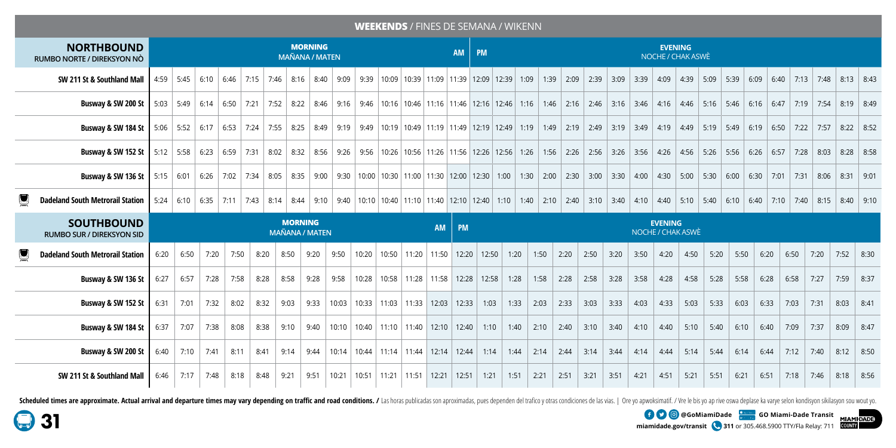## WEEKENDS / FINES DE SEMANA / WIKENN

| NORTHBOUND RUMBO NORTE / DIREKSYON NÒ | MORNING MAÑANA / MATEN | | | | | | | | | | | | | AM | PM | | | | | | | | EVENING NOCHE / CHAK ASWÈ | | | | | | | | | | | |
|---|---|---|---|---|---|---|---|---|---|---|---|---|---|---|---|---|---|---|---|---|---|---|---|---|---|---|---|---|---|---|---|---|---|---|
| SW 211 St & Southland Mall | 4:59 | 5:45 | 6:10 | 6:46 | 7:15 | 7:46 | 8:16 | 8:40 | 9:09 | 9:39 | 10:09 | 10:39 | 11:09 | 11:39 | 12:09 | 12:39 | 1:09 | 1:39 | 2:09 | 2:39 | 3:09 | 3:39 | 4:09 | 4:39 | 5:09 | 5:39 | 6:09 | 6:40 | 7:13 | 7:48 | 8:13 | 8:43 |
| Busway & SW 200 St | 5:03 | 5:49 | 6:14 | 6:50 | 7:21 | 7:52 | 8:22 | 8:46 | 9:16 | 9:46 | 10:16 | 10:46 | 11:16 | 11:46 | 12:16 | 12:46 | 1:16 | 1:46 | 2:16 | 2:46 | 3:16 | 3:46 | 4:16 | 4:46 | 5:16 | 5:46 | 6:16 | 6:47 | 7:19 | 7:54 | 8:19 | 8:49 |
| Busway & SW 184 St | 5:06 | 5:52 | 6:17 | 6:53 | 7:24 | 7:55 | 8:25 | 8:49 | 9:19 | 9:49 | 10:19 | 10:49 | 11:19 | 11:49 | 12:19 | 12:49 | 1:19 | 1:49 | 2:19 | 2:49 | 3:19 | 3:49 | 4:19 | 4:49 | 5:19 | 5:49 | 6:19 | 6:50 | 7:22 | 7:57 | 8:22 | 8:52 |
| Busway & SW 152 St | 5:12 | 5:58 | 6:23 | 6:59 | 7:31 | 8:02 | 8:32 | 8:56 | 9:26 | 9:56 | 10:26 | 10:56 | 11:26 | 11:56 | 12:26 | 12:56 | 1:26 | 1:56 | 2:26 | 2:56 | 3:26 | 3:56 | 4:26 | 4:56 | 5:26 | 5:56 | 6:26 | 6:57 | 7:28 | 8:03 | 8:28 | 8:58 |
| Busway & SW 136 St | 5:15 | 6:01 | 6:26 | 7:02 | 7:34 | 8:05 | 8:35 | 9:00 | 9:30 | 10:00 | 10:30 | 11:00 | 11:30 | 12:00 | 12:30 | 1:00 | 1:30 | 2:00 | 2:30 | 3:00 | 3:30 | 4:00 | 4:30 | 5:00 | 5:30 | 6:00 | 6:30 | 7:01 | 7:31 | 8:06 | 8:31 | 9:01 |
| Dadeland South Metrorail Station | 5:24 | 6:10 | 6:35 | 7:11 | 7:43 | 8:14 | 8:44 | 9:10 | 9:40 | 10:10 | 10:40 | 11:10 | 11:40 | 12:10 | 12:40 | 1:10 | 1:40 | 2:10 | 2:40 | 3:10 | 3:40 | 4:10 | 4:40 | 5:10 | 5:40 | 6:10 | 6:40 | 7:10 | 7:40 | 8:15 | 8:40 | 9:10 |

| SOUTHBOUND RUMBO SUR / DIREKSYON SID | MORNING MAÑANA / MATEN | | | | | | | | | | | AM | PM | | | | | | | | EVENING NOCHE / CHAK ASWÈ | | | | | | | | | | |
|---|---|---|---|---|---|---|---|---|---|---|---|---|---|---|---|---|---|---|---|---|---|---|---|---|---|---|---|---|---|---|---|
| Dadeland South Metrorail Station | 6:20 | 6:50 | 7:20 | 7:50 | 8:20 | 8:50 | 9:20 | 9:50 | 10:20 | 10:50 | 11:20 | 11:50 | 12:20 | 12:50 | 1:20 | 1:50 | 2:20 | 2:50 | 3:20 | 3:50 | 4:20 | 4:50 | 5:20 | 5:50 | 6:20 | 6:50 | 7:20 | 7:52 | 8:30 |
| Busway & SW 136 St | 6:27 | 6:57 | 7:28 | 7:58 | 8:28 | 8:58 | 9:28 | 9:58 | 10:28 | 10:58 | 11:28 | 11:58 | 12:28 | 12:58 | 1:28 | 1:58 | 2:28 | 2:58 | 3:28 | 3:58 | 4:28 | 4:58 | 5:28 | 5:58 | 6:28 | 6:58 | 7:27 | 7:59 | 8:37 |
| Busway & SW 152 St | 6:31 | 7:01 | 7:32 | 8:02 | 8:32 | 9:03 | 9:33 | 10:03 | 10:33 | 11:03 | 11:33 | 12:03 | 12:33 | 1:03 | 1:33 | 2:03 | 2:33 | 3:03 | 3:33 | 4:03 | 4:33 | 5:03 | 5:33 | 6:03 | 6:33 | 7:03 | 7:31 | 8:03 | 8:41 |
| Busway & SW 184 St | 6:37 | 7:07 | 7:38 | 8:08 | 8:38 | 9:10 | 9:40 | 10:10 | 10:40 | 11:10 | 11:40 | 12:10 | 12:40 | 1:10 | 1:40 | 2:10 | 2:40 | 3:10 | 3:40 | 4:10 | 4:40 | 5:10 | 5:40 | 6:10 | 6:40 | 7:09 | 7:37 | 8:09 | 8:47 |
| Busway & SW 200 St | 6:40 | 7:10 | 7:41 | 8:11 | 8:41 | 9:14 | 9:44 | 10:14 | 10:44 | 11:14 | 11:44 | 12:14 | 12:44 | 1:14 | 1:44 | 2:14 | 2:44 | 3:14 | 3:44 | 4:14 | 4:44 | 5:14 | 5:44 | 6:14 | 6:44 | 7:12 | 7:40 | 8:12 | 8:50 |
| SW 211 St & Southland Mall | 6:46 | 7:17 | 7:48 | 8:18 | 8:48 | 9:21 | 9:51 | 10:21 | 10:51 | 11:21 | 11:51 | 12:21 | 12:51 | 1:21 | 1:51 | 2:21 | 2:51 | 3:21 | 3:51 | 4:21 | 4:51 | 5:21 | 5:51 | 6:21 | 6:51 | 7:18 | 7:46 | 8:18 | 8:56 |

**Scheduled times are approximate. Actual arrival and departure times may vary depending on traffic and road conditions. /** Las horas publicadas son aproximadas, pues dependen del trafico y otras condiciones de las vías. | Ore yo apwoksimatif. / Vre le bis yo ap rive oswa deplase ka varye selon kondisyon sikilasyon sou wout yo.

31

@GoMiamiDade GO Miami-Dade Transit
miamidade.gov/transit 311 or 305.468.5900 TTY/Fla Relay: 711